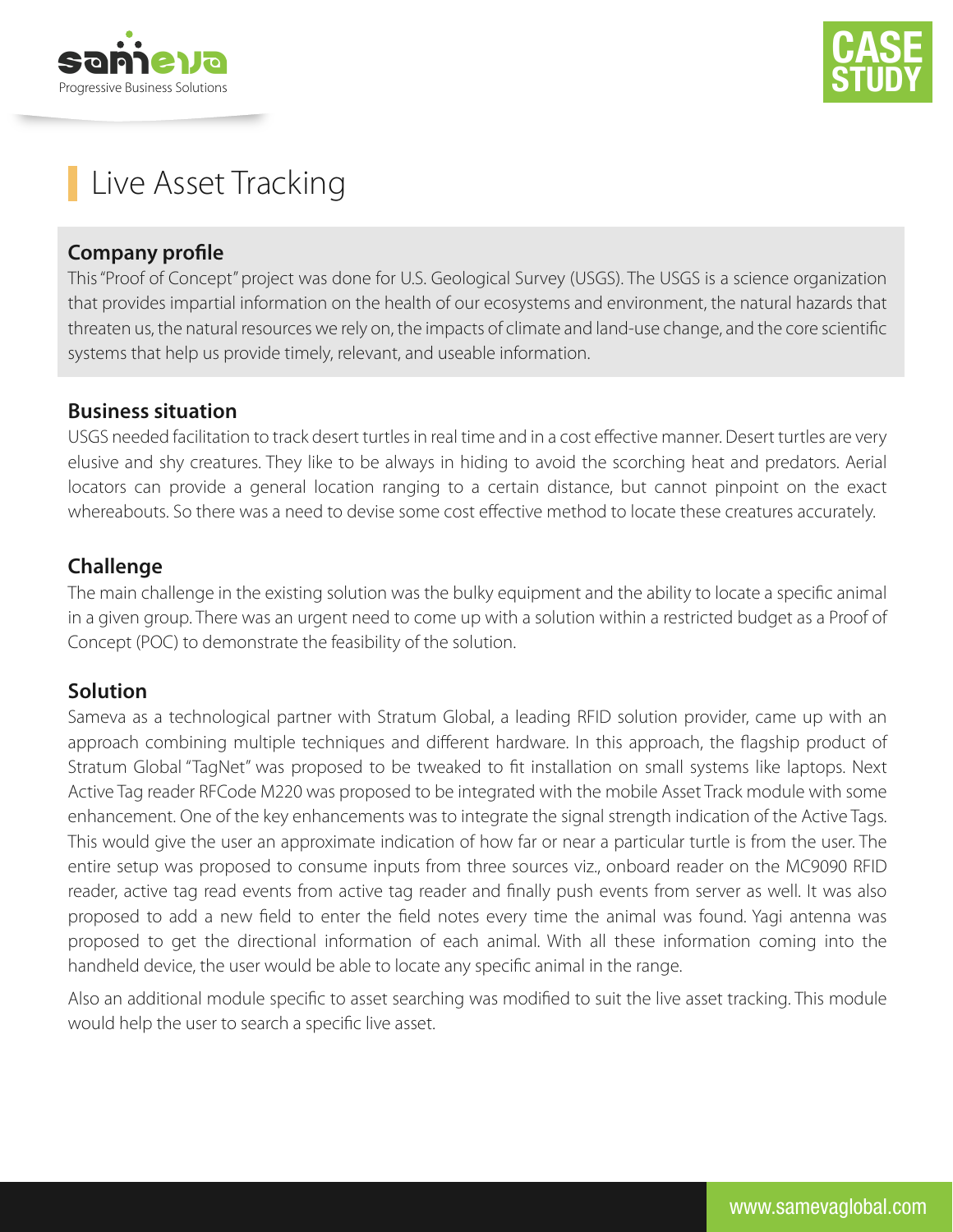# Live Asset Tracking

## Company profile

This "Proof of Concept" project was done for U.S. Geological Survey (USGS). The USGS is a science organization that provides impartial information on the health of our ecosystems and environment, the natural hazards that threaten us, the natural resources we rely on, the impacts of climate and land-use change, and the core scientific systems that help us provide timely, relevant, and useable information.

## Business situation

USGS needed facilitation to track desert turtles in real time and in a cost effective manner. Desert turtles are very elusive and shy creatures. They like to be always in hiding to avoid the scorching heat and predators. Aerial locators can provide a general location ranging to a certain distance, but cannot pinpoint on the exact whereabouts. So there was a need to devise some cost effective method to locate these creatures accurately.

## Challenge

The main challenge in the existing solution was the bulky equipment and the ability to locate a specific animal in a given group. There was an urgent need to come up with a solution within a restricted budget as a Proof of Concept (POC) to demonstrate the feasibility of the solution.

## Solution

Sameva as a technological partner with Stratum Global, a leading RFID solution provider, came up with an approach combining multiple techniques and different hardware. In this approach, the flagship product of Stratum Global "TagNet" was proposed to be tweaked to fit installation on small systems like laptops. Next Active Tag reader RFCode M220 was proposed to be integrated with the mobile Asset Track module with some enhancement. One of the key enhancements was to integrate the signal strength indication of the Active Tags. This would give the user an approximate indication of how far or near a particular turtle is from the user. The entire setup was proposed to consume inputs from three sources viz., onboard reader on the MC9090 RFID reader, active tag read events from active tag reader and finally push events from server as well. It was also proposed to add a new field to enter the field notes every time the animal was found. Yagi antenna was proposed to get the directional information of each animal. With all these information coming into the handheld device, the user would be able to locate any specific animal in the range.

Also an additional module specific to asset searching was modified to suit the live asset tracking. This module would help the user to search a specific live asset.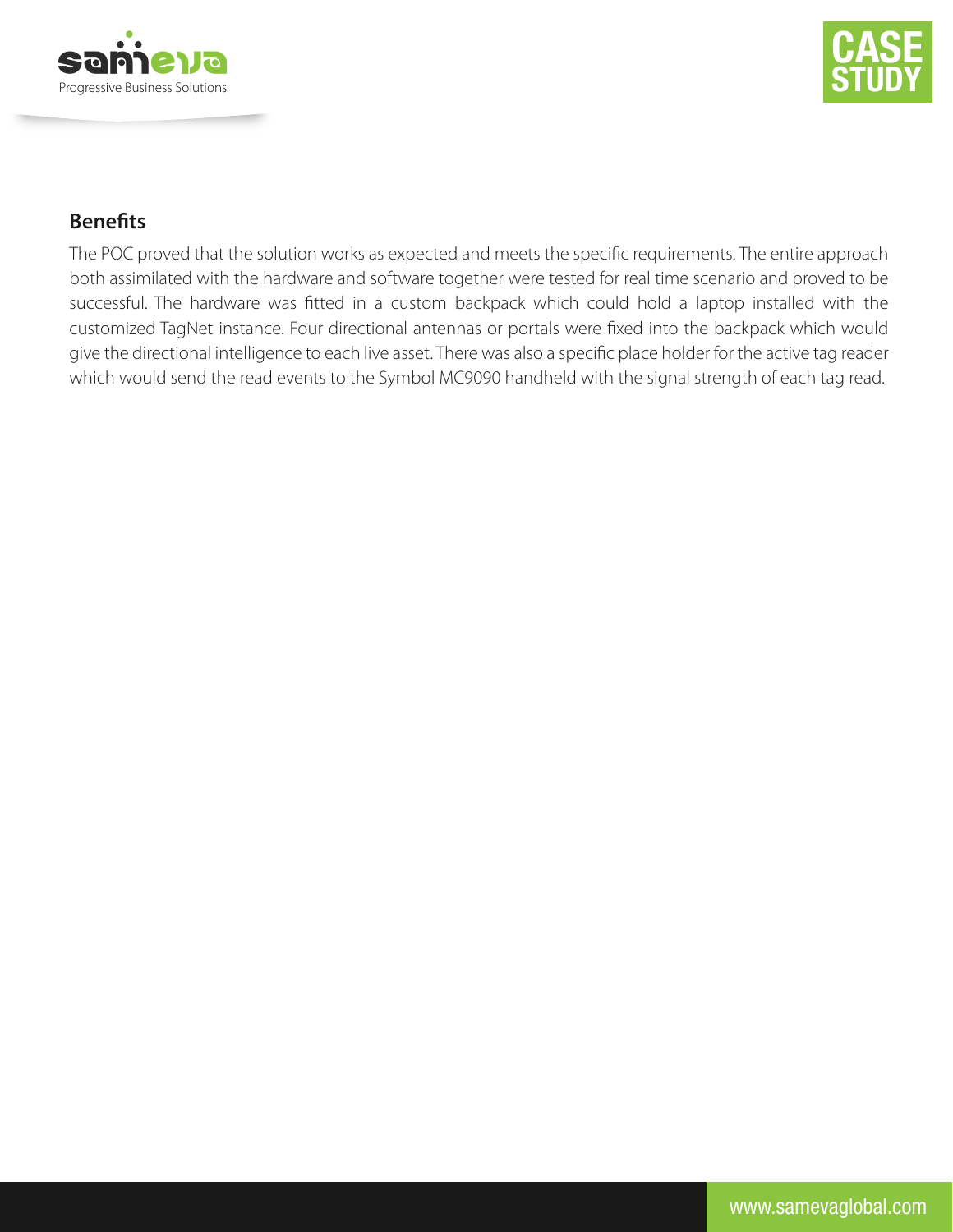## Benefits

The POC proved that the solution works as expected and meets the specific requirements. The entire approach both assimilated with the hardware and software together were tested for real time scenario and proved to be successful. The hardware was fitted in a custom backpack which could hold a laptop installed with the customized TagNet instance. Four directional antennas or portals were fixed into the backpack which would give the directional intelligence to each live asset. There was also a specific place holder for the active tag reader which would send the read events to the Symbol MC9090 handheld with the signal strength of each tag read.